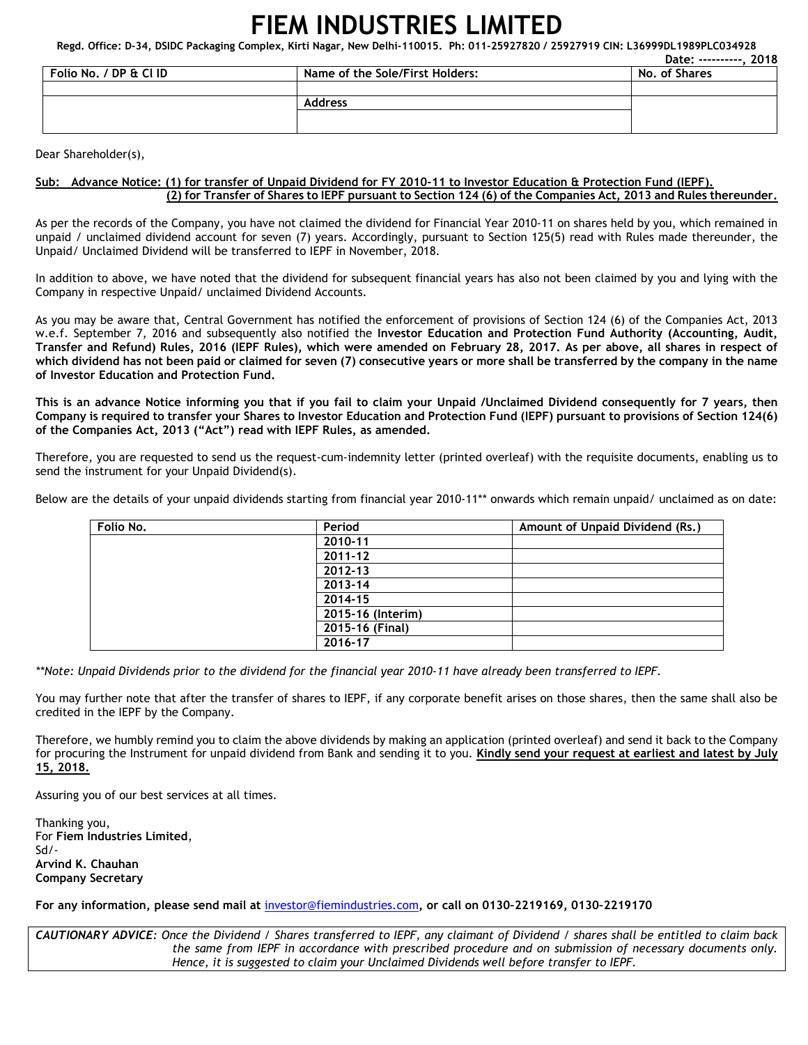# FIEM INDUSTRIES LIMITED

**Regd. Office: D-34, DSIDC Packaging Complex, Kirti Nagar, New Delhi-110015. Ph: 011-25927820 / 25927919 CIN: L36999DL1989PLC034928**

**Date: ----------, 2018**

| Folio No. / DP & Cl ID | Name of the Sole/First Holders: | No. of Shares |
|---|---|---|
| | | |
| | Address | |
| | | |

Dear Shareholder(s),

**Sub: Advance Notice: (1) for transfer of Unpaid Dividend for FY 2010-11 to Investor Education & Protection Fund (IEPF).**
**(2) for Transfer of Shares to IEPF pursuant to Section 124 (6) of the Companies Act, 2013 and Rules thereunder.**

As per the records of the Company, you have not claimed the dividend for Financial Year 2010-11 on shares held by you, which remained in unpaid / unclaimed dividend account for seven (7) years. Accordingly, pursuant to Section 125(5) read with Rules made thereunder, the Unpaid/ Unclaimed Dividend will be transferred to IEPF in November, 2018.

In addition to above, we have noted that the dividend for subsequent financial years has also not been claimed by you and lying with the Company in respective Unpaid/ unclaimed Dividend Accounts.

As you may be aware that, Central Government has notified the enforcement of provisions of Section 124 (6) of the Companies Act, 2013 w.e.f. September 7, 2016 and subsequently also notified the **Investor Education and Protection Fund Authority (Accounting, Audit, Transfer and Refund) Rules, 2016 (IEPF Rules), which were amended on February 28, 2017. As per above, all shares in respect of which dividend has not been paid or claimed for seven (7) consecutive years or more shall be transferred by the company in the name of Investor Education and Protection Fund.**

**This is an advance Notice informing you that if you fail to claim your Unpaid /Unclaimed Dividend consequently for 7 years, then Company is required to transfer your Shares to Investor Education and Protection Fund (IEPF) pursuant to provisions of Section 124(6) of the Companies Act, 2013 ("Act") read with IEPF Rules, as amended.**

Therefore, you are requested to send us the request-cum-indemnity letter (printed overleaf) with the requisite documents, enabling us to send the instrument for your Unpaid Dividend(s).

Below are the details of your unpaid dividends starting from financial year 2010-11** onwards which remain unpaid/ unclaimed as on date:

| Folio No. | Period | Amount of Unpaid Dividend (Rs.) |
|---|---|---|
| | 2010-11 | |
| | 2011-12 | |
| | 2012-13 | |
| | 2013-14 | |
| | 2014-15 | |
| | 2015-16 (Interim) | |
| | 2015-16 (Final) | |
| | 2016-17 | |

*\*\*Note: Unpaid Dividends prior to the dividend for the financial year 2010-11 have already been transferred to IEPF.*

You may further note that after the transfer of shares to IEPF, if any corporate benefit arises on those shares, then the same shall also be credited in the IEPF by the Company.

Therefore, we humbly remind you to claim the above dividends by making an application (printed overleaf) and send it back to the Company for procuring the Instrument for unpaid dividend from Bank and sending it to you. **Kindly send your request at earliest and latest by July 15, 2018.**

Assuring you of our best services at all times.

Thanking you,
For **Fiem Industries Limited**,
Sd/-
**Arvind K. Chauhan**
**Company Secretary**

**For any information, please send mail at investor@fiemindustries.com, or call on 0130-2219169, 0130-2219170**

*CAUTIONARY ADVICE: Once the Dividend / Shares transferred to IEPF, any claimant of Dividend / shares shall be entitled to claim back the same from IEPF in accordance with prescribed procedure and on submission of necessary documents only. Hence, it is suggested to claim your Unclaimed Dividends well before transfer to IEPF.*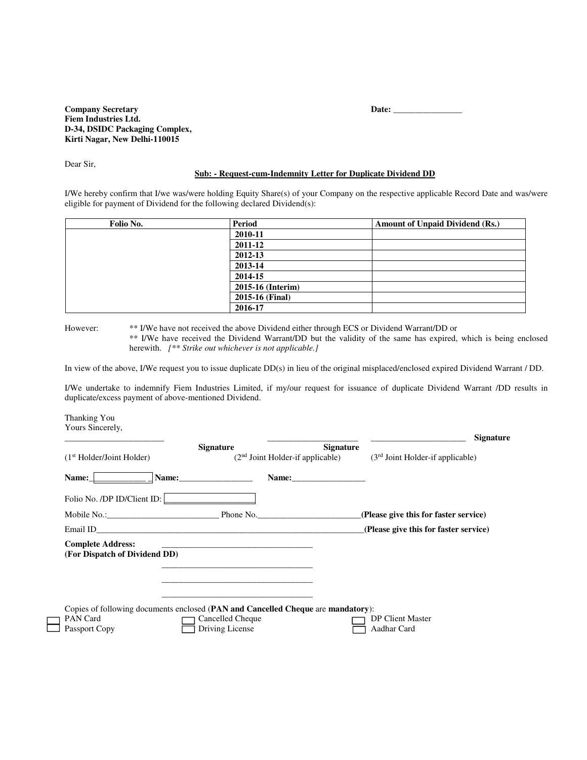**Company Secretary**
**Fiem Industries Ltd.**
**D-34, DSIDC Packaging Complex,**
**Kirti Nagar, New Delhi-110015**

**Date: _______________**

Dear Sir,

**Sub: - Request-cum-Indemnity Letter for Duplicate Dividend DD**

I/We hereby confirm that I/we was/were holding Equity Share(s) of your Company on the respective applicable Record Date and was/were eligible for payment of Dividend for the following declared Dividend(s):

| Folio No. | Period | Amount of Unpaid Dividend (Rs.) |
|---|---|---|
| | 2010-11 | |
| | 2011-12 | |
| | 2012-13 | |
| | 2013-14 | |
| | 2014-15 | |
| | 2015-16 (Interim) | |
| | 2015-16 (Final) | |
| | 2016-17 | |

However: ** I/We have not received the above Dividend either through ECS or Dividend Warrant/DD or
** I/We have received the Dividend Warrant/DD but the validity of the same has expired, which is being enclosed herewith. *[** Strike out whichever is not applicable.]*

In view of the above, I/We request you to issue duplicate DD(s) in lieu of the original misplaced/enclosed expired Dividend Warrant / DD.

I/We undertake to indemnify Fiem Industries Limited, if my/our request for issuance of duplicate Dividend Warrant /DD results in duplicate/excess payment of above-mentioned Dividend.

Thanking You
Yours Sincerely,

| _______________________ **Signature** | _____________________ **Signature** | _____________________ **Signature** |
|---|---|---|
| (1st Holder/Joint Holder) | (2nd Joint Holder-if applicable) | (3rd Joint Holder-if applicable) |
| **Name:**_____________ | **Name:**________________ | **Name:**________________ |

Folio No. /DP ID/Client ID: ____________________

Mobile No.:__________________________ Phone No.________________________**(Please give this for faster service)**

Email ID_________________________________________________________________**(Please give this for faster service)**

**Complete Address:**
**(For Dispatch of Dividend DD)** ___________________________________

___________________________________

___________________________________

___________________________________

Copies of following documents enclosed (**PAN and Cancelled Cheque** are **mandatory**):

- [ ] PAN Card
- [ ] Cancelled Cheque
- [ ] DP Client Master
- [ ] Passport Copy
- [ ] Driving License
- [ ] Aadhar Card